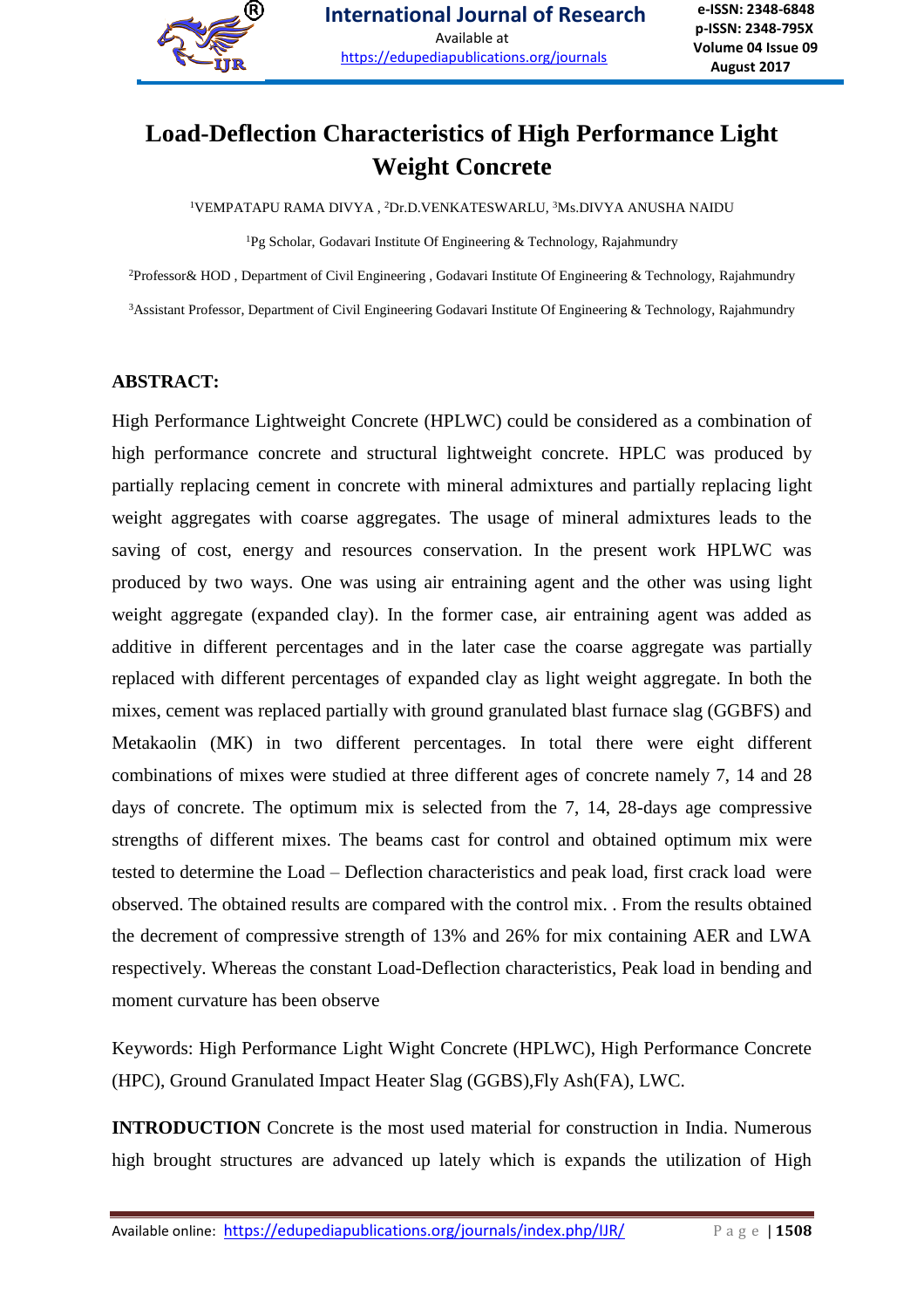# Load-Deflection Characteristics of High Performance Light Weight Concrete

[1]VEMPATAPU RAMA DIVYA , [2]Dr.D.VENKATESWARLU, [3]Ms.DIVYA ANUSHA NAIDU

[1]Pg Scholar, Godavari Institute Of Engineering & Technology, Rajahmundry

[2]Professor& HOD , Department of Civil Engineering , Godavari Institute Of Engineering & Technology, Rajahmundry

[3]Assistant Professor, Department of Civil Engineering Godavari Institute Of Engineering & Technology, Rajahmundry

## ABSTRACT:

High Performance Lightweight Concrete (HPLWC) could be considered as a combination of high performance concrete and structural lightweight concrete. HPLC was produced by partially replacing cement in concrete with mineral admixtures and partially replacing light weight aggregates with coarse aggregates. The usage of mineral admixtures leads to the saving of cost, energy and resources conservation. In the present work HPLWC was produced by two ways. One was using air entraining agent and the other was using light weight aggregate (expanded clay). In the former case, air entraining agent was added as additive in different percentages and in the later case the coarse aggregate was partially replaced with different percentages of expanded clay as light weight aggregate. In both the mixes, cement was replaced partially with ground granulated blast furnace slag (GGBFS) and Metakaolin (MK) in two different percentages. In total there were eight different combinations of mixes were studied at three different ages of concrete namely 7, 14 and 28 days of concrete. The optimum mix is selected from the 7, 14, 28-days age compressive strengths of different mixes. The beams cast for control and obtained optimum mix were tested to determine the Load – Deflection characteristics and peak load, first crack load were observed. The obtained results are compared with the control mix. . From the results obtained the decrement of compressive strength of 13% and 26% for mix containing AER and LWA respectively. Whereas the constant Load-Deflection characteristics, Peak load in bending and moment curvature has been observe

Keywords: High Performance Light Wight Concrete (HPLWC), High Performance Concrete (HPC), Ground Granulated Impact Heater Slag (GGBS),Fly Ash(FA), LWC.

**INTRODUCTION** Concrete is the most used material for construction in India. Numerous high brought structures are advanced up lately which is expands the utilization of High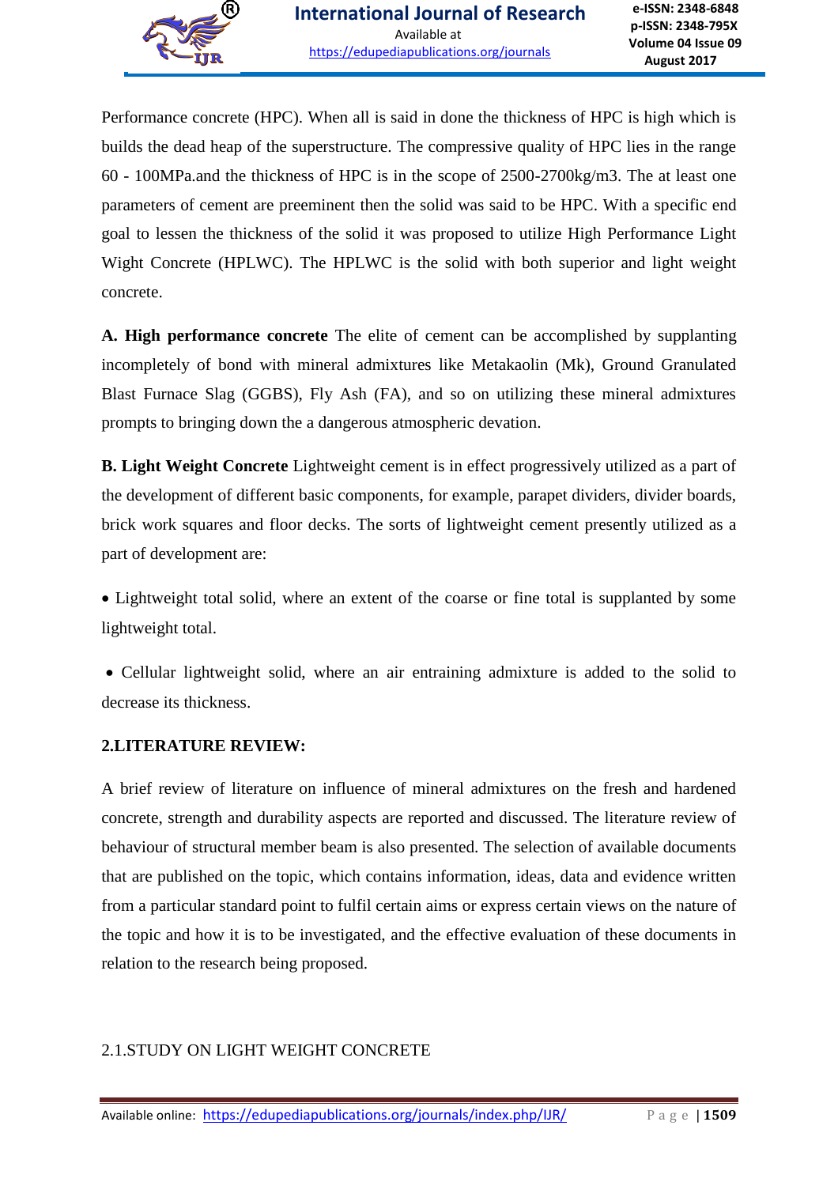Performance concrete (HPC). When all is said in done the thickness of HPC is high which is builds the dead heap of the superstructure. The compressive quality of HPC lies in the range 60 - 100MPa.and the thickness of HPC is in the scope of 2500-2700kg/m3. The at least one parameters of cement are preeminent then the solid was said to be HPC. With a specific end goal to lessen the thickness of the solid it was proposed to utilize High Performance Light Wight Concrete (HPLWC). The HPLWC is the solid with both superior and light weight concrete.

**A. High performance concrete** The elite of cement can be accomplished by supplanting incompletely of bond with mineral admixtures like Metakaolin (Mk), Ground Granulated Blast Furnace Slag (GGBS), Fly Ash (FA), and so on utilizing these mineral admixtures prompts to bringing down the a dangerous atmospheric devation.

**B. Light Weight Concrete** Lightweight cement is in effect progressively utilized as a part of the development of different basic components, for example, parapet dividers, divider boards, brick work squares and floor decks. The sorts of lightweight cement presently utilized as a part of development are:

- Lightweight total solid, where an extent of the coarse or fine total is supplanted by some lightweight total.

- Cellular lightweight solid, where an air entraining admixture is added to the solid to decrease its thickness.

## 2.LITERATURE REVIEW:

A brief review of literature on influence of mineral admixtures on the fresh and hardened concrete, strength and durability aspects are reported and discussed. The literature review of behaviour of structural member beam is also presented. The selection of available documents that are published on the topic, which contains information, ideas, data and evidence written from a particular standard point to fulfil certain aims or express certain views on the nature of the topic and how it is to be investigated, and the effective evaluation of these documents in relation to the research being proposed.

### 2.1.STUDY ON LIGHT WEIGHT CONCRETE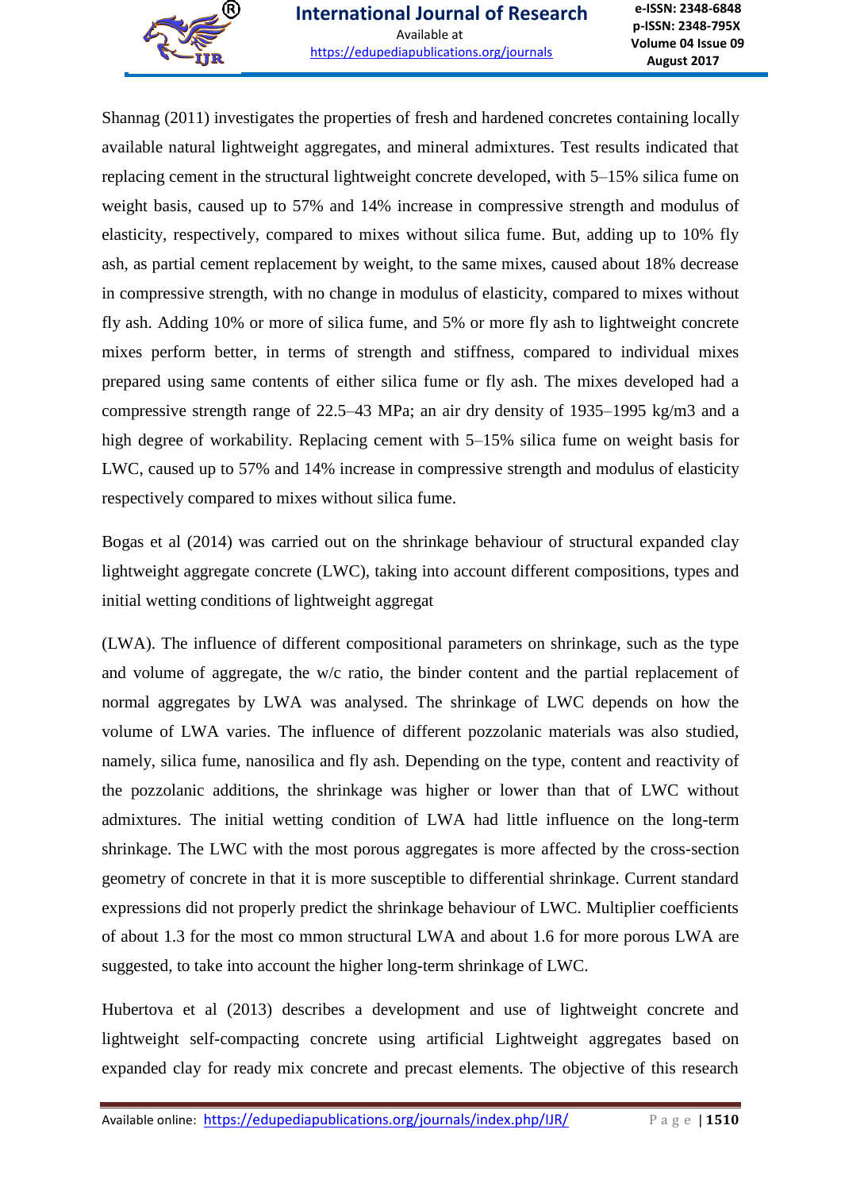Shannag (2011) investigates the properties of fresh and hardened concretes containing locally available natural lightweight aggregates, and mineral admixtures. Test results indicated that replacing cement in the structural lightweight concrete developed, with 5–15% silica fume on weight basis, caused up to 57% and 14% increase in compressive strength and modulus of elasticity, respectively, compared to mixes without silica fume. But, adding up to 10% fly ash, as partial cement replacement by weight, to the same mixes, caused about 18% decrease in compressive strength, with no change in modulus of elasticity, compared to mixes without fly ash. Adding 10% or more of silica fume, and 5% or more fly ash to lightweight concrete mixes perform better, in terms of strength and stiffness, compared to individual mixes prepared using same contents of either silica fume or fly ash. The mixes developed had a compressive strength range of 22.5–43 MPa; an air dry density of 1935–1995 kg/m3 and a high degree of workability. Replacing cement with 5–15% silica fume on weight basis for LWC, caused up to 57% and 14% increase in compressive strength and modulus of elasticity respectively compared to mixes without silica fume.

Bogas et al (2014) was carried out on the shrinkage behaviour of structural expanded clay lightweight aggregate concrete (LWC), taking into account different compositions, types and initial wetting conditions of lightweight aggregat

(LWA). The influence of different compositional parameters on shrinkage, such as the type and volume of aggregate, the w/c ratio, the binder content and the partial replacement of normal aggregates by LWA was analysed. The shrinkage of LWC depends on how the volume of LWA varies. The influence of different pozzolanic materials was also studied, namely, silica fume, nanosilica and fly ash. Depending on the type, content and reactivity of the pozzolanic additions, the shrinkage was higher or lower than that of LWC without admixtures. The initial wetting condition of LWA had little influence on the long-term shrinkage. The LWC with the most porous aggregates is more affected by the cross-section geometry of concrete in that it is more susceptible to differential shrinkage. Current standard expressions did not properly predict the shrinkage behaviour of LWC. Multiplier coefficients of about 1.3 for the most co mmon structural LWA and about 1.6 for more porous LWA are suggested, to take into account the higher long-term shrinkage of LWC.

Hubertova et al (2013) describes a development and use of lightweight concrete and lightweight self-compacting concrete using artificial Lightweight aggregates based on expanded clay for ready mix concrete and precast elements. The objective of this research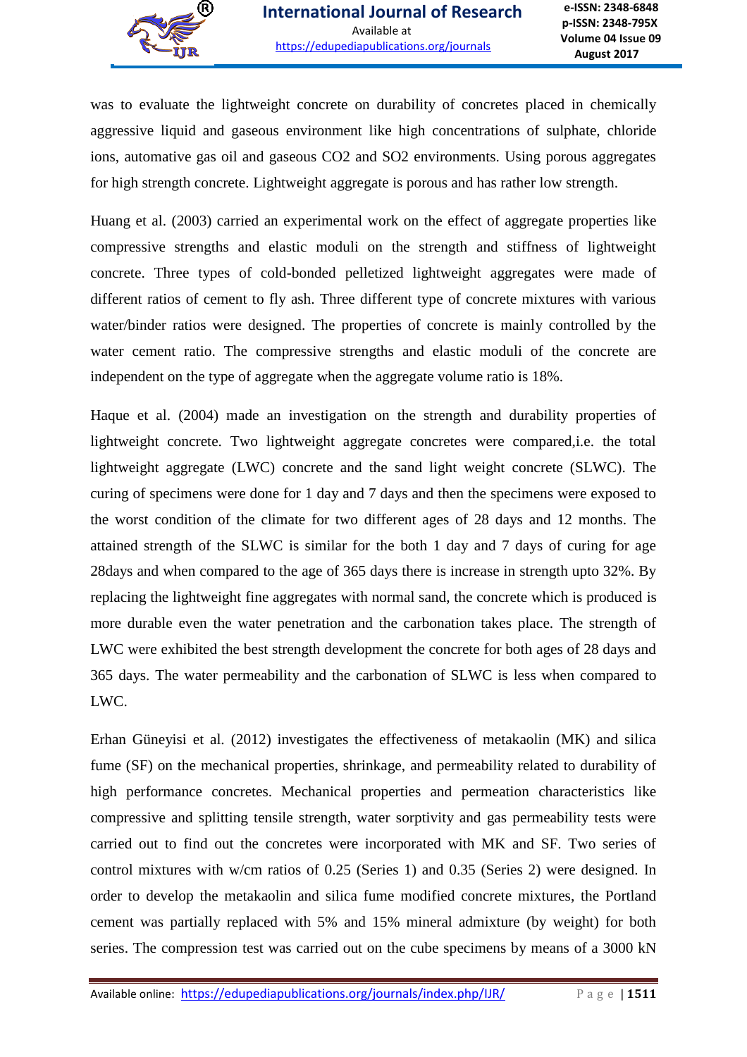was to evaluate the lightweight concrete on durability of concretes placed in chemically aggressive liquid and gaseous environment like high concentrations of sulphate, chloride ions, automative gas oil and gaseous $CO_2$ and $SO_2$ environments. Using porous aggregates for high strength concrete. Lightweight aggregate is porous and has rather low strength.

Huang et al. (2003) carried an experimental work on the effect of aggregate properties like compressive strengths and elastic moduli on the strength and stiffness of lightweight concrete. Three types of cold-bonded pelletized lightweight aggregates were made of different ratios of cement to fly ash. Three different type of concrete mixtures with various water/binder ratios were designed. The properties of concrete is mainly controlled by the water cement ratio. The compressive strengths and elastic moduli of the concrete are independent on the type of aggregate when the aggregate volume ratio is 18%.

Haque et al. (2004) made an investigation on the strength and durability properties of lightweight concrete. Two lightweight aggregate concretes were compared,i.e. the total lightweight aggregate (LWC) concrete and the sand light weight concrete (SLWC). The curing of specimens were done for 1 day and 7 days and then the specimens were exposed to the worst condition of the climate for two different ages of 28 days and 12 months. The attained strength of the SLWC is similar for the both 1 day and 7 days of curing for age 28days and when compared to the age of 365 days there is increase in strength upto 32%. By replacing the lightweight fine aggregates with normal sand, the concrete which is produced is more durable even the water penetration and the carbonation takes place. The strength of LWC were exhibited the best strength development the concrete for both ages of 28 days and 365 days. The water permeability and the carbonation of SLWC is less when compared to LWC.

Erhan Güneyisi et al. (2012) investigates the effectiveness of metakaolin (MK) and silica fume (SF) on the mechanical properties, shrinkage, and permeability related to durability of high performance concretes. Mechanical properties and permeation characteristics like compressive and splitting tensile strength, water sorptivity and gas permeability tests were carried out to find out the concretes were incorporated with MK and SF. Two series of control mixtures with w/cm ratios of 0.25 (Series 1) and 0.35 (Series 2) were designed. In order to develop the metakaolin and silica fume modified concrete mixtures, the Portland cement was partially replaced with 5% and 15% mineral admixture (by weight) for both series. The compression test was carried out on the cube specimens by means of a 3000 kN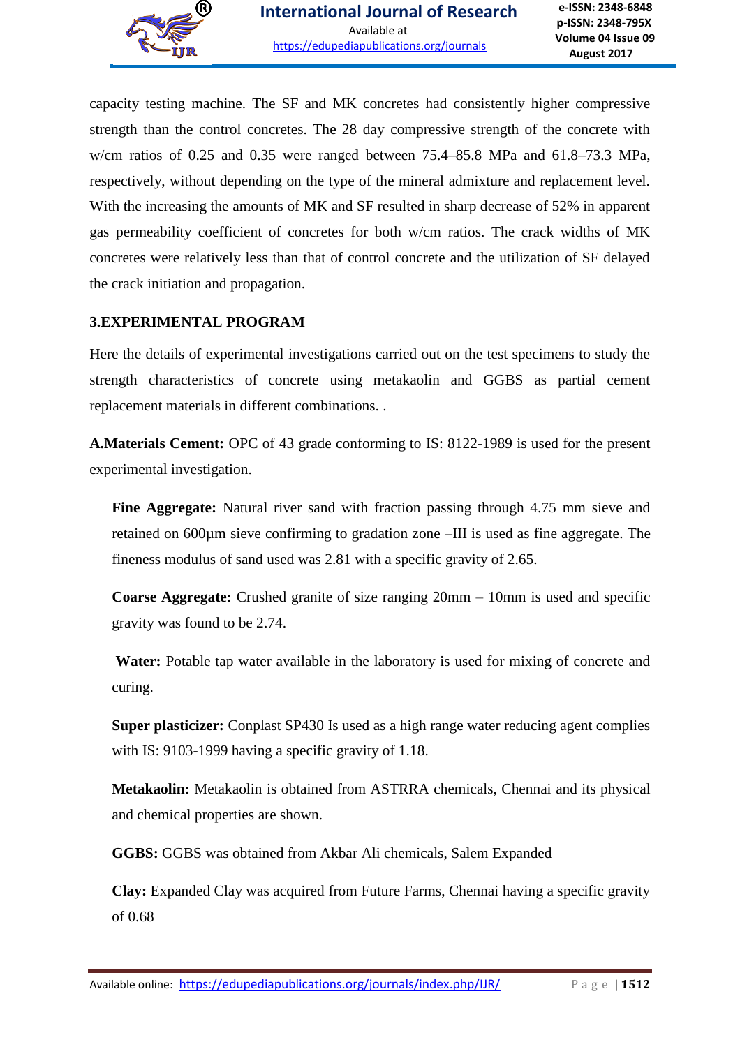capacity testing machine. The SF and MK concretes had consistently higher compressive strength than the control concretes. The 28 day compressive strength of the concrete with w/cm ratios of 0.25 and 0.35 were ranged between 75.4–85.8 MPa and 61.8–73.3 MPa, respectively, without depending on the type of the mineral admixture and replacement level. With the increasing the amounts of MK and SF resulted in sharp decrease of 52% in apparent gas permeability coefficient of concretes for both w/cm ratios. The crack widths of MK concretes were relatively less than that of control concrete and the utilization of SF delayed the crack initiation and propagation.

## 3.EXPERIMENTAL PROGRAM

Here the details of experimental investigations carried out on the test specimens to study the strength characteristics of concrete using metakaolin and GGBS as partial cement replacement materials in different combinations. .

**A.Materials Cement:** OPC of 43 grade conforming to IS: 8122-1989 is used for the present experimental investigation.

**Fine Aggregate:** Natural river sand with fraction passing through 4.75 mm sieve and retained on 600µm sieve confirming to gradation zone –III is used as fine aggregate. The fineness modulus of sand used was 2.81 with a specific gravity of 2.65.

**Coarse Aggregate:** Crushed granite of size ranging 20mm – 10mm is used and specific gravity was found to be 2.74.

**Water:** Potable tap water available in the laboratory is used for mixing of concrete and curing.

**Super plasticizer:** Conplast SP430 Is used as a high range water reducing agent complies with IS: 9103-1999 having a specific gravity of 1.18.

**Metakaolin:** Metakaolin is obtained from ASTRRA chemicals, Chennai and its physical and chemical properties are shown.

**GGBS:** GGBS was obtained from Akbar Ali chemicals, Salem Expanded

**Clay:** Expanded Clay was acquired from Future Farms, Chennai having a specific gravity of 0.68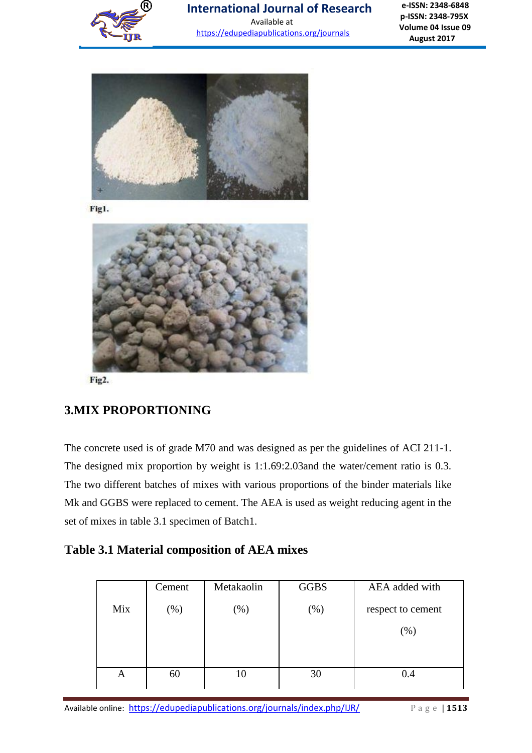Fig1.

Fig2.

## 3.MIX PROPORTIONING

The concrete used is of grade M70 and was designed as per the guidelines of ACI 211-1. The designed mix proportion by weight is 1:1.69:2.03and the water/cement ratio is 0.3. The two different batches of mixes with various proportions of the binder materials like Mk and GGBS were replaced to cement. The AEA is used as weight reducing agent in the set of mixes in table 3.1 specimen of Batch1.

### Table 3.1 Material composition of AEA mixes

| Mix | Cement (%) | Metakaolin (%) | GGBS (%) | AEA added with respect to cement (%) |
|---|---|---|---|---|
| A | 60 | 10 | 30 | 0.4 |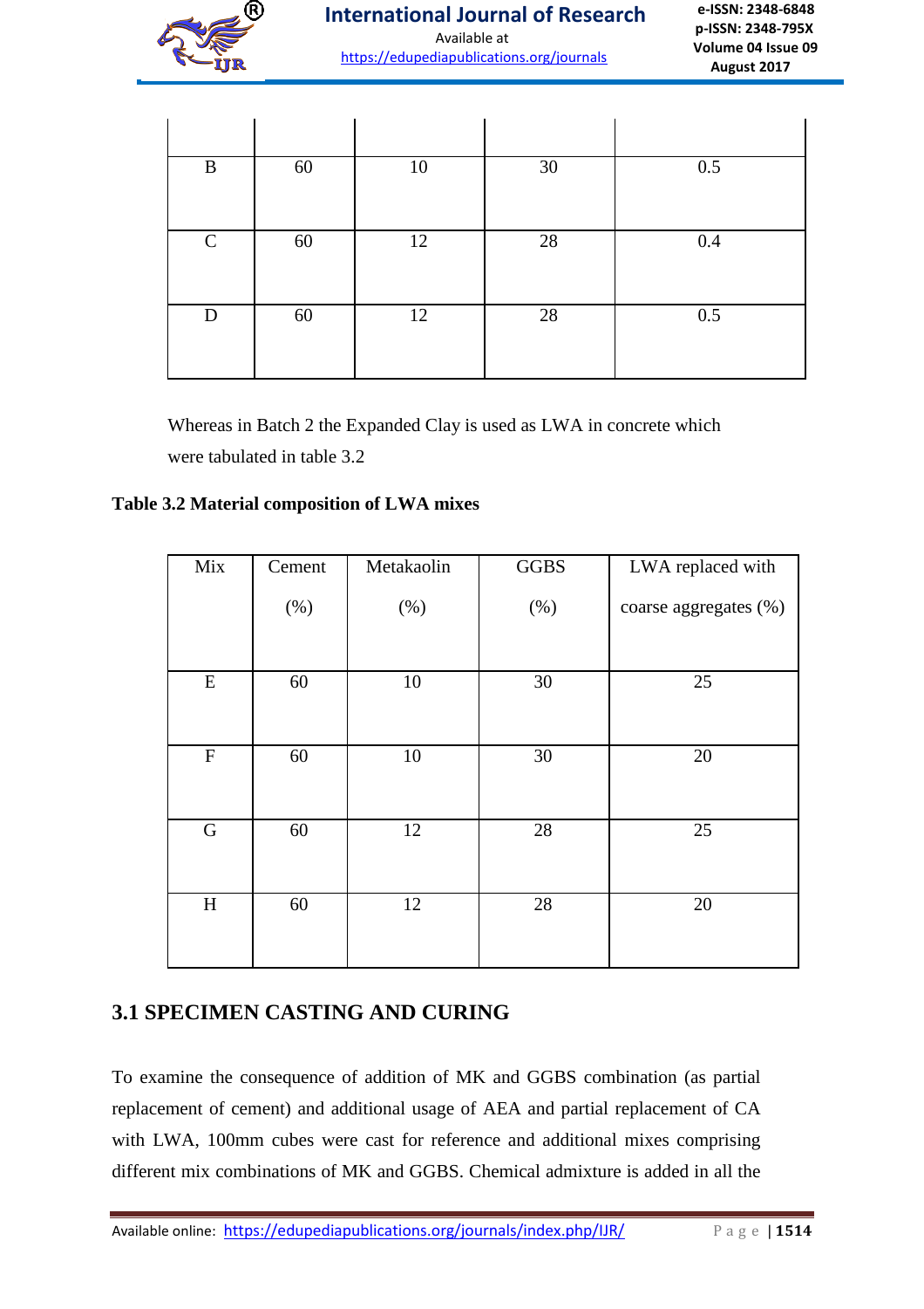| | | | | |
|---|---|---|---|---|
| B | 60 | 10 | 30 | 0.5 |
| C | 60 | 12 | 28 | 0.4 |
| D | 60 | 12 | 28 | 0.5 |

Whereas in Batch 2 the Expanded Clay is used as LWA in concrete which were tabulated in table 3.2

**Table 3.2 Material composition of LWA mixes**

| Mix | Cement (%) | Metakaolin (%) | GGBS (%) | LWA replaced with coarse aggregates (%) |
|---|---|---|---|---|
| E | 60 | 10 | 30 | 25 |
| F | 60 | 10 | 30 | 20 |
| G | 60 | 12 | 28 | 25 |
| H | 60 | 12 | 28 | 20 |

## 3.1 SPECIMEN CASTING AND CURING

To examine the consequence of addition of MK and GGBS combination (as partial replacement of cement) and additional usage of AEA and partial replacement of CA with LWA, 100mm cubes were cast for reference and additional mixes comprising different mix combinations of MK and GGBS. Chemical admixture is added in all the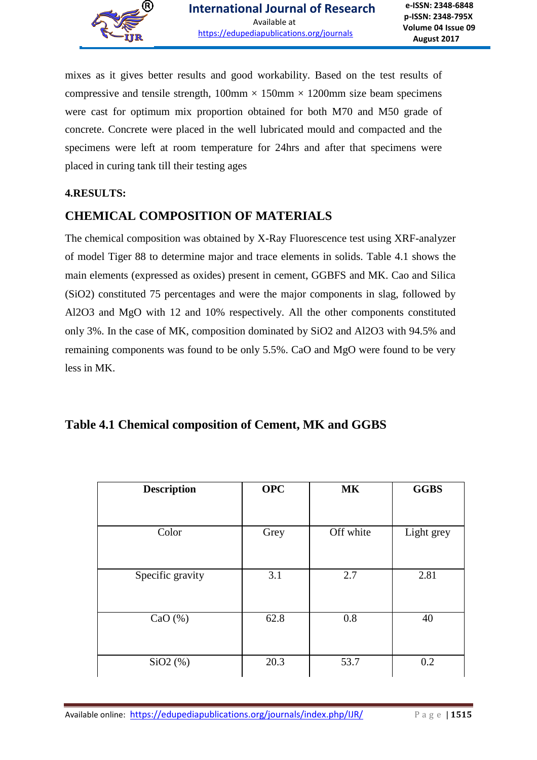mixes as it gives better results and good workability. Based on the test results of compressive and tensile strength, 100mm × 150mm × 1200mm size beam specimens were cast for optimum mix proportion obtained for both M70 and M50 grade of concrete. Concrete were placed in the well lubricated mould and compacted and the specimens were left at room temperature for 24hrs and after that specimens were placed in curing tank till their testing ages

**4.RESULTS:**

## CHEMICAL COMPOSITION OF MATERIALS

The chemical composition was obtained by X-Ray Fluorescence test using XRF-analyzer of model Tiger 88 to determine major and trace elements in solids. Table 4.1 shows the main elements (expressed as oxides) present in cement, GGBFS and MK. Cao and Silica ($SiO_2$) constituted 75 percentages and were the major components in slag, followed by $Al_2O_3$ and MgO with 12 and 10% respectively. All the other components constituted only 3%. In the case of MK, composition dominated by $SiO_2$ and $Al_2O_3$ with 94.5% and remaining components was found to be only 5.5%. CaO and MgO were found to be very less in MK.

**Table 4.1 Chemical composition of Cement, MK and GGBS**

| Description | OPC | MK | GGBS |
|---|---|---|---|
| Color | Grey | Off white | Light grey |
| Specific gravity | 3.1 | 2.7 | 2.81 |
| CaO (%) | 62.8 | 0.8 | 40 |
| $SiO_2$ (%) | 20.3 | 53.7 | 0.2 |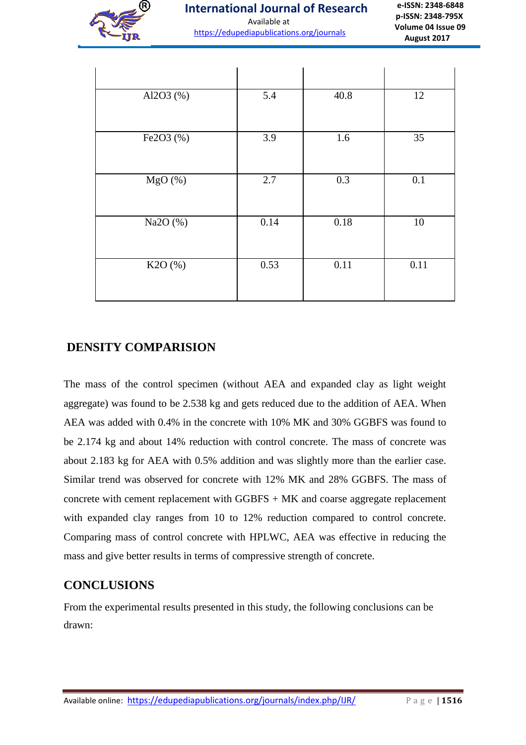| | | | |
|---|---|---|---|
| $Al_2O_3$ (%) | 5.4 | 40.8 | 12 |
| $Fe_2O_3$ (%) | 3.9 | 1.6 | 35 |
| MgO (%) | 2.7 | 0.3 | 0.1 |
| $Na_2O$ (%) | 0.14 | 0.18 | 10 |
| $K_2O$ (%) | 0.53 | 0.11 | 0.11 |

## DENSITY COMPARISION

The mass of the control specimen (without AEA and expanded clay as light weight aggregate) was found to be 2.538 kg and gets reduced due to the addition of AEA. When AEA was added with 0.4% in the concrete with 10% MK and 30% GGBFS was found to be 2.174 kg and about 14% reduction with control concrete. The mass of concrete was about 2.183 kg for AEA with 0.5% addition and was slightly more than the earlier case. Similar trend was observed for concrete with 12% MK and 28% GGBFS. The mass of concrete with cement replacement with GGBFS + MK and coarse aggregate replacement with expanded clay ranges from 10 to 12% reduction compared to control concrete. Comparing mass of control concrete with HPLWC, AEA was effective in reducing the mass and give better results in terms of compressive strength of concrete.

## CONCLUSIONS

From the experimental results presented in this study, the following conclusions can be drawn: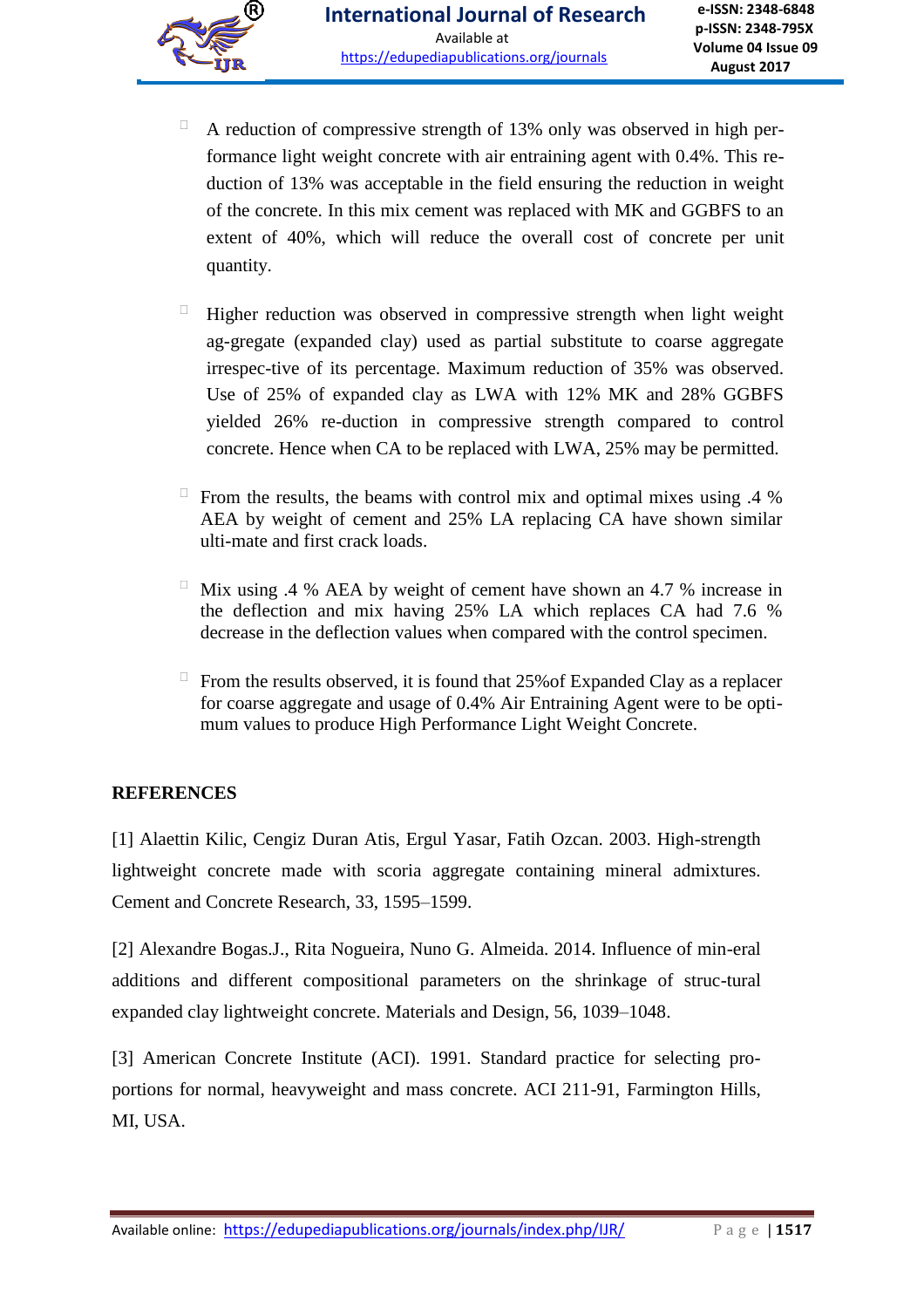- A reduction of compressive strength of 13% only was observed in high performance light weight concrete with air entraining agent with 0.4%. This reduction of 13% was acceptable in the field ensuring the reduction in weight of the concrete. In this mix cement was replaced with MK and GGBFS to an extent of 40%, which will reduce the overall cost of concrete per unit quantity.

- Higher reduction was observed in compressive strength when light weight ag-gregate (expanded clay) used as partial substitute to coarse aggregate irrespec-tive of its percentage. Maximum reduction of 35% was observed. Use of 25% of expanded clay as LWA with 12% MK and 28% GGBFS yielded 26% re-duction in compressive strength compared to control concrete. Hence when CA to be replaced with LWA, 25% may be permitted.

- From the results, the beams with control mix and optimal mixes using .4 % AEA by weight of cement and 25% LA replacing CA have shown similar ulti-mate and first crack loads.

- Mix using .4 % AEA by weight of cement have shown an 4.7 % increase in the deflection and mix having 25% LA which replaces CA had 7.6 % decrease in the deflection values when compared with the control specimen.

- From the results observed, it is found that 25%of Expanded Clay as a replacer for coarse aggregate and usage of 0.4% Air Entraining Agent were to be opti-mum values to produce High Performance Light Weight Concrete.

## REFERENCES

[1] Alaettin Kilic, Cengiz Duran Atis, Ergul Yasar, Fatih Ozcan. 2003. High-strength lightweight concrete made with scoria aggregate containing mineral admixtures. Cement and Concrete Research, 33, 1595–1599.

[2] Alexandre Bogas.J., Rita Nogueira, Nuno G. Almeida. 2014. Influence of min-eral additions and different compositional parameters on the shrinkage of struc-tural expanded clay lightweight concrete. Materials and Design, 56, 1039–1048.

[3] American Concrete Institute (ACI). 1991. Standard practice for selecting pro-portions for normal, heavyweight and mass concrete. ACI 211-91, Farmington Hills, MI, USA.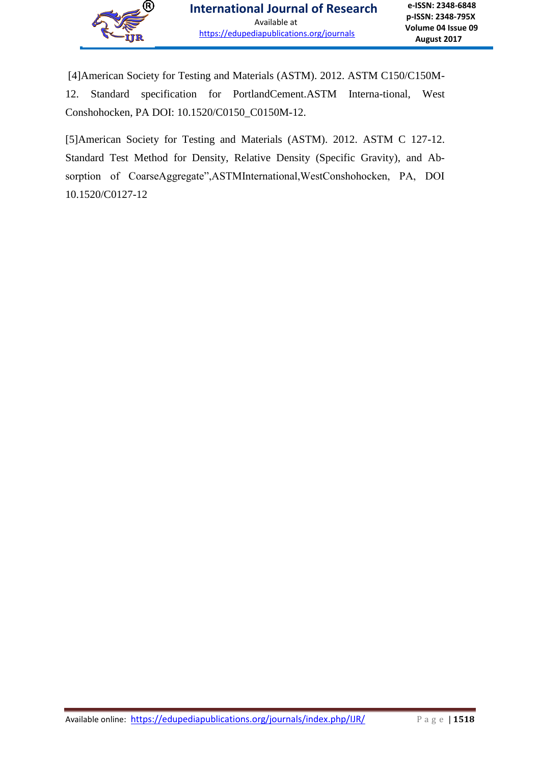[4]American Society for Testing and Materials (ASTM). 2012. ASTM C150/C150M-12. Standard specification for PortlandCement.ASTM Interna-tional, West Conshohocken, PA DOI: 10.1520/C0150_C0150M-12.

[5]American Society for Testing and Materials (ASTM). 2012. ASTM C 127-12. Standard Test Method for Density, Relative Density (Specific Gravity), and Ab-sorption of CoarseAggregate",ASTMInternational,WestConshohocken, PA, DOI 10.1520/C0127-12